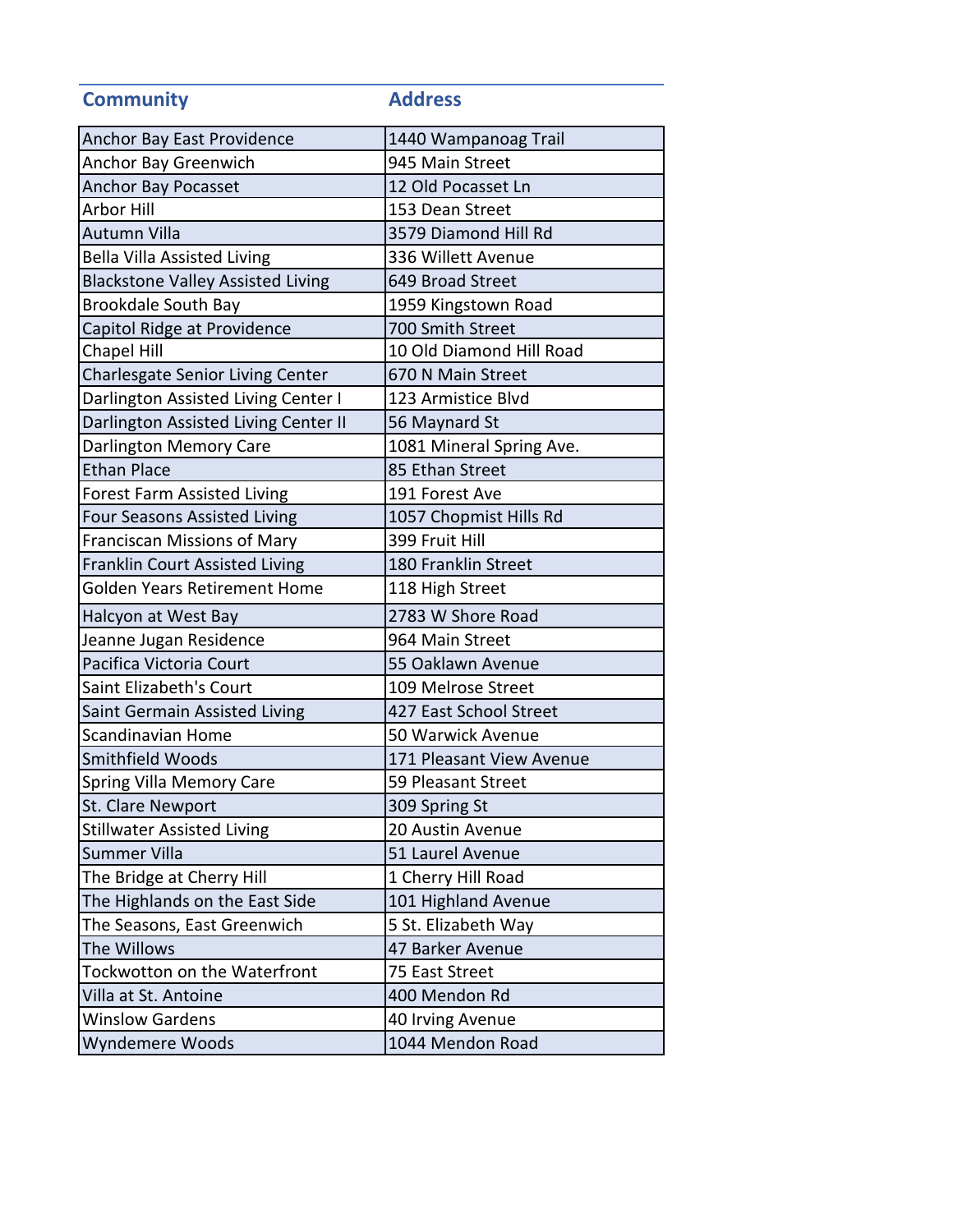| Community | Address |
|---|---|
| Anchor Bay East Providence | 1440 Wampanoag Trail |
| Anchor Bay Greenwich | 945 Main Street |
| Anchor Bay Pocasset | 12 Old Pocasset Ln |
| Arbor Hill | 153 Dean Street |
| Autumn Villa | 3579 Diamond Hill Rd |
| Bella Villa Assisted Living | 336 Willett Avenue |
| Blackstone Valley Assisted Living | 649 Broad Street |
| Brookdale South Bay | 1959 Kingstown Road |
| Capitol Ridge at Providence | 700 Smith Street |
| Chapel Hill | 10 Old Diamond Hill Road |
| Charlesgate Senior Living Center | 670 N Main Street |
| Darlington Assisted Living Center I | 123 Armistice Blvd |
| Darlington Assisted Living Center II | 56 Maynard St |
| Darlington Memory Care | 1081 Mineral Spring Ave. |
| Ethan Place | 85 Ethan Street |
| Forest Farm Assisted Living | 191 Forest Ave |
| Four Seasons Assisted Living | 1057 Chopmist Hills Rd |
| Franciscan Missions of Mary | 399 Fruit Hill |
| Franklin Court Assisted Living | 180 Franklin Street |
| Golden Years Retirement Home | 118 High Street |
| Halcyon at West Bay | 2783 W Shore Road |
| Jeanne Jugan Residence | 964 Main Street |
| Pacifica Victoria Court | 55 Oaklawn Avenue |
| Saint Elizabeth's Court | 109 Melrose Street |
| Saint Germain Assisted Living | 427 East School Street |
| Scandinavian Home | 50 Warwick Avenue |
| Smithfield Woods | 171 Pleasant View Avenue |
| Spring Villa Memory Care | 59 Pleasant Street |
| St. Clare Newport | 309 Spring St |
| Stillwater Assisted Living | 20 Austin Avenue |
| Summer Villa | 51 Laurel Avenue |
| The Bridge at Cherry Hill | 1 Cherry Hill Road |
| The Highlands on the East Side | 101 Highland Avenue |
| The Seasons, East Greenwich | 5 St. Elizabeth Way |
| The Willows | 47 Barker Avenue |
| Tockwotton on the Waterfront | 75 East Street |
| Villa at St. Antoine | 400 Mendon Rd |
| Winslow Gardens | 40 Irving Avenue |
| Wyndemere Woods | 1044 Mendon Road |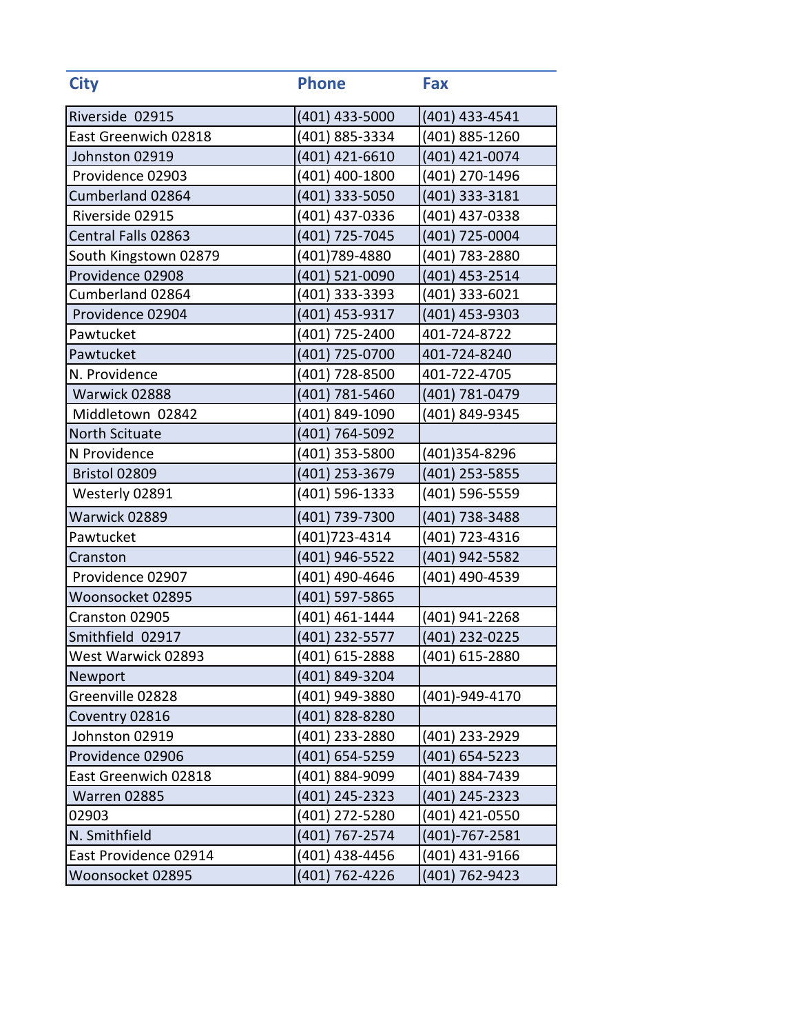| City | Phone | Fax |
|---|---|---|
| Riverside 02915 | (401) 433-5000 | (401) 433-4541 |
| East Greenwich 02818 | (401) 885-3334 | (401) 885-1260 |
| Johnston 02919 | (401) 421-6610 | (401) 421-0074 |
| Providence 02903 | (401) 400-1800 | (401) 270-1496 |
| Cumberland 02864 | (401) 333-5050 | (401) 333-3181 |
| Riverside 02915 | (401) 437-0336 | (401) 437-0338 |
| Central Falls 02863 | (401) 725-7045 | (401) 725-0004 |
| South Kingstown 02879 | (401)789-4880 | (401) 783-2880 |
| Providence 02908 | (401) 521-0090 | (401) 453-2514 |
| Cumberland 02864 | (401) 333-3393 | (401) 333-6021 |
| Providence 02904 | (401) 453-9317 | (401) 453-9303 |
| Pawtucket | (401) 725-2400 | 401-724-8722 |
| Pawtucket | (401) 725-0700 | 401-724-8240 |
| N. Providence | (401) 728-8500 | 401-722-4705 |
| Warwick 02888 | (401) 781-5460 | (401) 781-0479 |
| Middletown 02842 | (401) 849-1090 | (401) 849-9345 |
| North Scituate | (401) 764-5092 | |
| N Providence | (401) 353-5800 | (401)354-8296 |
| Bristol 02809 | (401) 253-3679 | (401) 253-5855 |
| Westerly 02891 | (401) 596-1333 | (401) 596-5559 |
| Warwick 02889 | (401) 739-7300 | (401) 738-3488 |
| Pawtucket | (401)723-4314 | (401) 723-4316 |
| Cranston | (401) 946-5522 | (401) 942-5582 |
| Providence 02907 | (401) 490-4646 | (401) 490-4539 |
| Woonsocket 02895 | (401) 597-5865 | |
| Cranston 02905 | (401) 461-1444 | (401) 941-2268 |
| Smithfield 02917 | (401) 232-5577 | (401) 232-0225 |
| West Warwick 02893 | (401) 615-2888 | (401) 615-2880 |
| Newport | (401) 849-3204 | |
| Greenville 02828 | (401) 949-3880 | (401)-949-4170 |
| Coventry 02816 | (401) 828-8280 | |
| Johnston 02919 | (401) 233-2880 | (401) 233-2929 |
| Providence 02906 | (401) 654-5259 | (401) 654-5223 |
| East Greenwich 02818 | (401) 884-9099 | (401) 884-7439 |
| Warren 02885 | (401) 245-2323 | (401) 245-2323 |
| 02903 | (401) 272-5280 | (401) 421-0550 |
| N. Smithfield | (401) 767-2574 | (401)-767-2581 |
| East Providence 02914 | (401) 438-4456 | (401) 431-9166 |
| Woonsocket 02895 | (401) 762-4226 | (401) 762-9423 |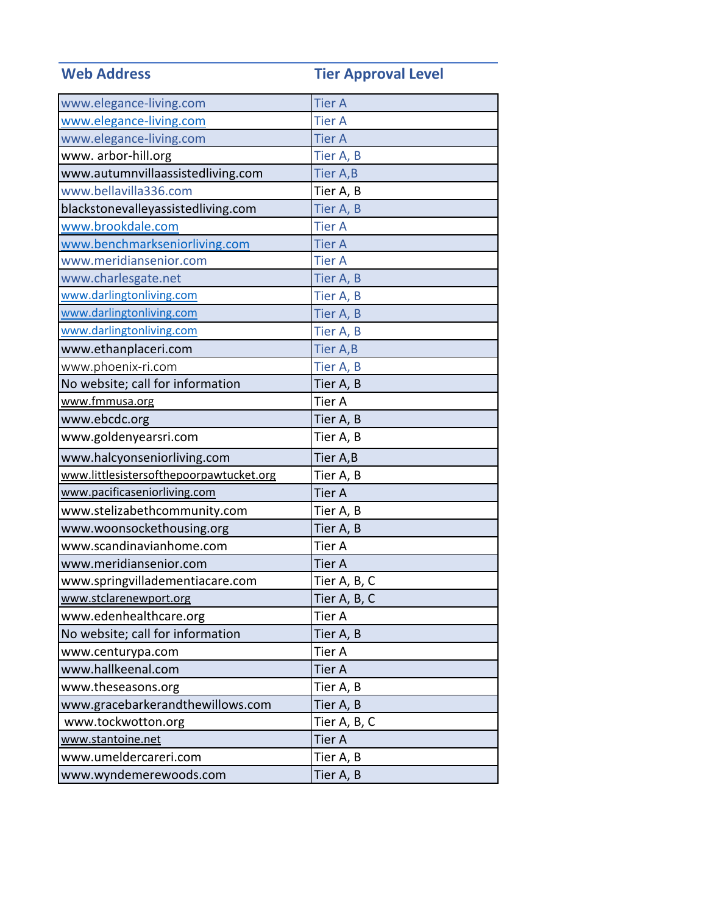| Web Address | Tier Approval Level |
|---|---|
| www.elegance-living.com | Tier A |
| www.elegance-living.com | Tier A |
| www.elegance-living.com | Tier A |
| www. arbor-hill.org | Tier A, B |
| www.autumnvillaassistedliving.com | Tier A,B |
| www.bellavilla336.com | Tier A, B |
| blackstonevalleyassistedliving.com | Tier A, B |
| www.brookdale.com | Tier A |
| www.benchmarkseniorliving.com | Tier A |
| www.meridiansenior.com | Tier A |
| www.charlesgate.net | Tier A, B |
| www.darlingtonliving.com | Tier A, B |
| www.darlingtonliving.com | Tier A, B |
| www.darlingtonliving.com | Tier A, B |
| www.ethanplaceri.com | Tier A,B |
| www.phoenix-ri.com | Tier A, B |
| No website; call for information | Tier A, B |
| www.fmmusa.org | Tier A |
| www.ebcdc.org | Tier A, B |
| www.goldenyearsri.com | Tier A, B |
| www.halcyonseniorliving.com | Tier A,B |
| www.littlesistersofthepoorpawtucket.org | Tier A, B |
| www.pacificaseniorliving.com | Tier A |
| www.stelizabethcommunity.com | Tier A, B |
| www.woonsockethousing.org | Tier A, B |
| www.scandinavianhome.com | Tier A |
| www.meridiansenior.com | Tier A |
| www.springvilladementiacare.com | Tier A, B, C |
| www.stclarenewport.org | Tier A, B, C |
| www.edenhealthcare.org | Tier A |
| No website; call for information | Tier A, B |
| www.centurypa.com | Tier A |
| www.hallkeenal.com | Tier A |
| www.theseasons.org | Tier A, B |
| www.gracebarkerandthewillows.com | Tier A, B |
| www.tockwotton.org | Tier A, B, C |
| www.stantoine.net | Tier A |
| www.umeldercareri.com | Tier A, B |
| www.wyndemerewoods.com | Tier A, B |